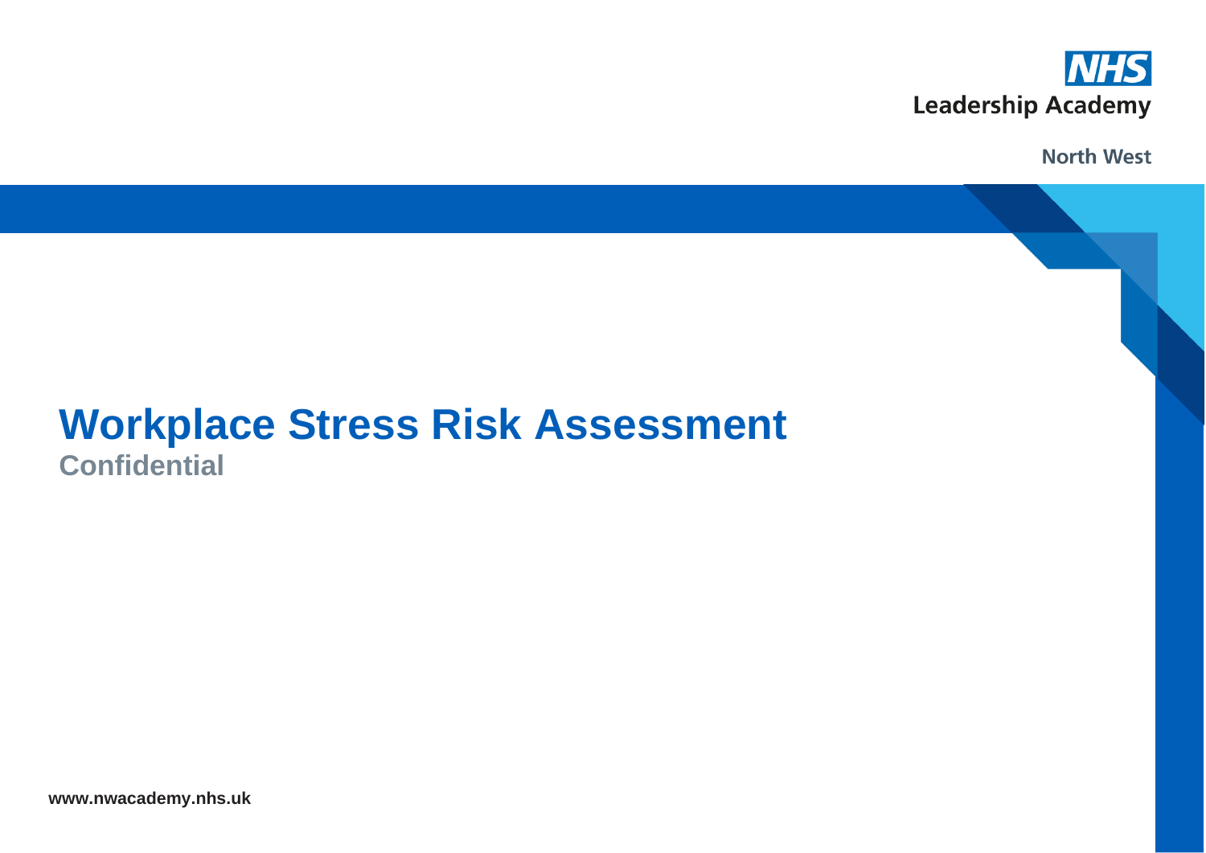NHS Leadership Academy

North West

# Workplace Stress Risk Assessment

## Confidential

www.nwacademy.nhs.uk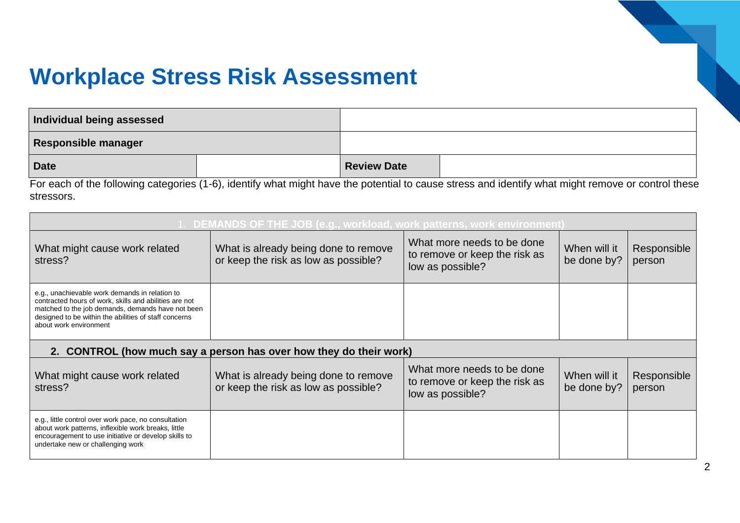# Workplace Stress Risk Assessment

| Individual being assessed | | | |
|---|---|---|---|
| **Responsible manager** | | | |
| **Date** | | **Review Date** | |

For each of the following categories (1-6), identify what might have the potential to cause stress and identify what might remove or control these stressors.

| 1. DEMANDS OF THE JOB (e.g., workload, work patterns, work environment) | | | | |
|---|---|---|---|---|
| What might cause work related stress? | What is already being done to remove or keep the risk as low as possible? | What more needs to be done to remove or keep the risk as low as possible? | When will it be done by? | Responsible person |
| e.g., unachievable work demands in relation to contracted hours of work, skills and abilities are not matched to the job demands, demands have not been designed to be within the abilities of staff concerns about work environment | | | | |

| 2. CONTROL (how much say a person has over how they do their work) | | | | |
|---|---|---|---|---|
| What might cause work related stress? | What is already being done to remove or keep the risk as low as possible? | What more needs to be done to remove or keep the risk as low as possible? | When will it be done by? | Responsible person |
| e.g., little control over work pace, no consultation about work patterns, inflexible work breaks, little encouragement to use initiative or develop skills to undertake new or challenging work | | | | |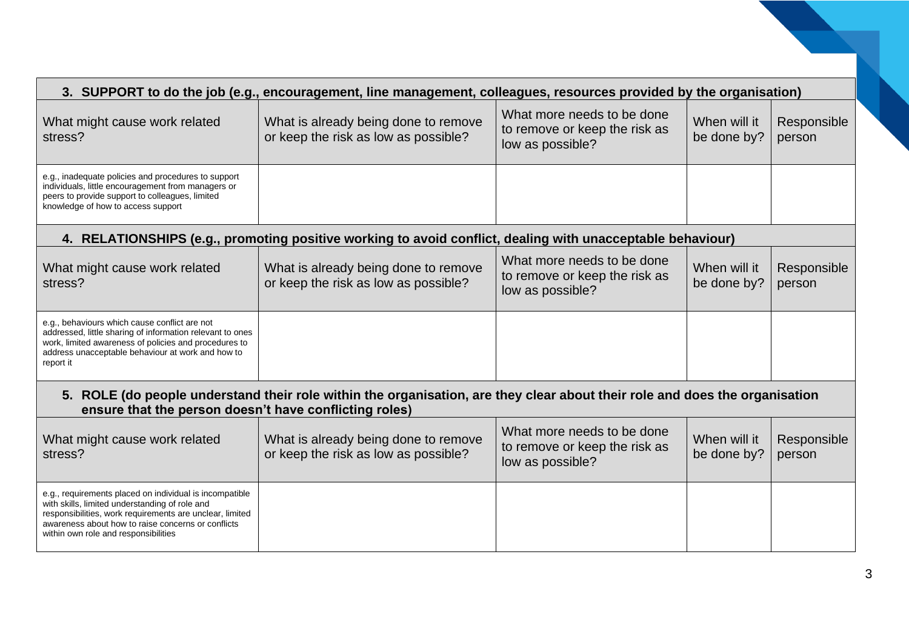### 3. SUPPORT to do the job (e.g., encouragement, line management, colleagues, resources provided by the organisation)

| What might cause work related stress? | What is already being done to remove or keep the risk as low as possible? | What more needs to be done to remove or keep the risk as low as possible? | When will it be done by? | Responsible person |
|---|---|---|---|---|
| e.g., inadequate policies and procedures to support individuals, little encouragement from managers or peers to provide support to colleagues, limited knowledge of how to access support | | | | |

### 4. RELATIONSHIPS (e.g., promoting positive working to avoid conflict, dealing with unacceptable behaviour)

| What might cause work related stress? | What is already being done to remove or keep the risk as low as possible? | What more needs to be done to remove or keep the risk as low as possible? | When will it be done by? | Responsible person |
|---|---|---|---|---|
| e.g., behaviours which cause conflict are not addressed, little sharing of information relevant to ones work, limited awareness of policies and procedures to address unacceptable behaviour at work and how to report it | | | | |

### 5. ROLE (do people understand their role within the organisation, are they clear about their role and does the organisation ensure that the person doesn't have conflicting roles)

| What might cause work related stress? | What is already being done to remove or keep the risk as low as possible? | What more needs to be done to remove or keep the risk as low as possible? | When will it be done by? | Responsible person |
|---|---|---|---|---|
| e.g., requirements placed on individual is incompatible with skills, limited understanding of role and responsibilities, work requirements are unclear, limited awareness about how to raise concerns or conflicts within own role and responsibilities | | | | |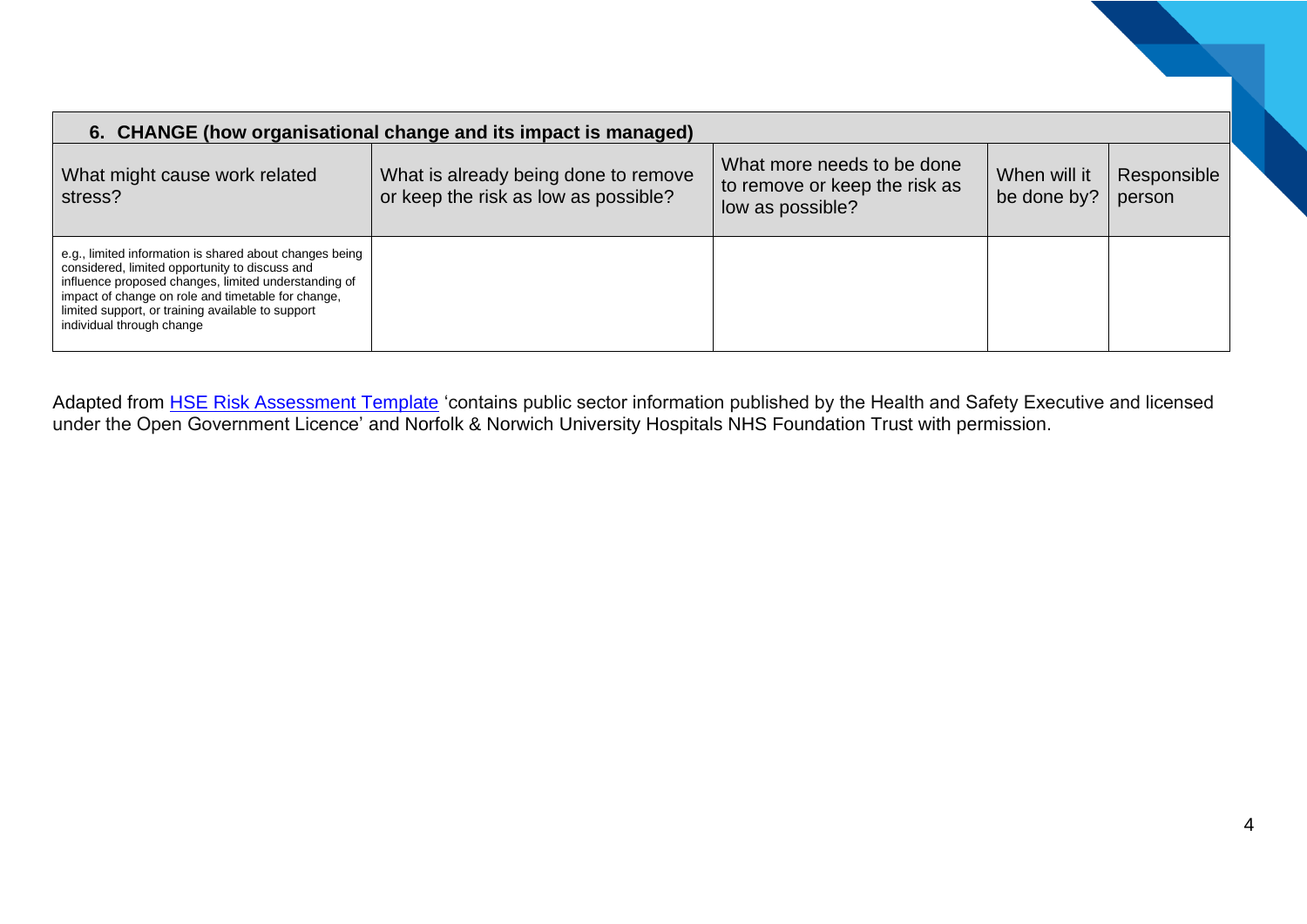| 6. CHANGE (how organisational change and its impact is managed) | | | | |
|---|---|---|---|---|
| What might cause work related stress? | What is already being done to remove or keep the risk as low as possible? | What more needs to be done to remove or keep the risk as low as possible? | When will it be done by? | Responsible person |
| e.g., limited information is shared about changes being considered, limited opportunity to discuss and influence proposed changes, limited understanding of impact of change on role and timetable for change, limited support, or training available to support individual through change | | | | |

Adapted from [HSE Risk Assessment Template] 'contains public sector information published by the Health and Safety Executive and licensed under the Open Government Licence' and Norfolk & Norwich University Hospitals NHS Foundation Trust with permission.